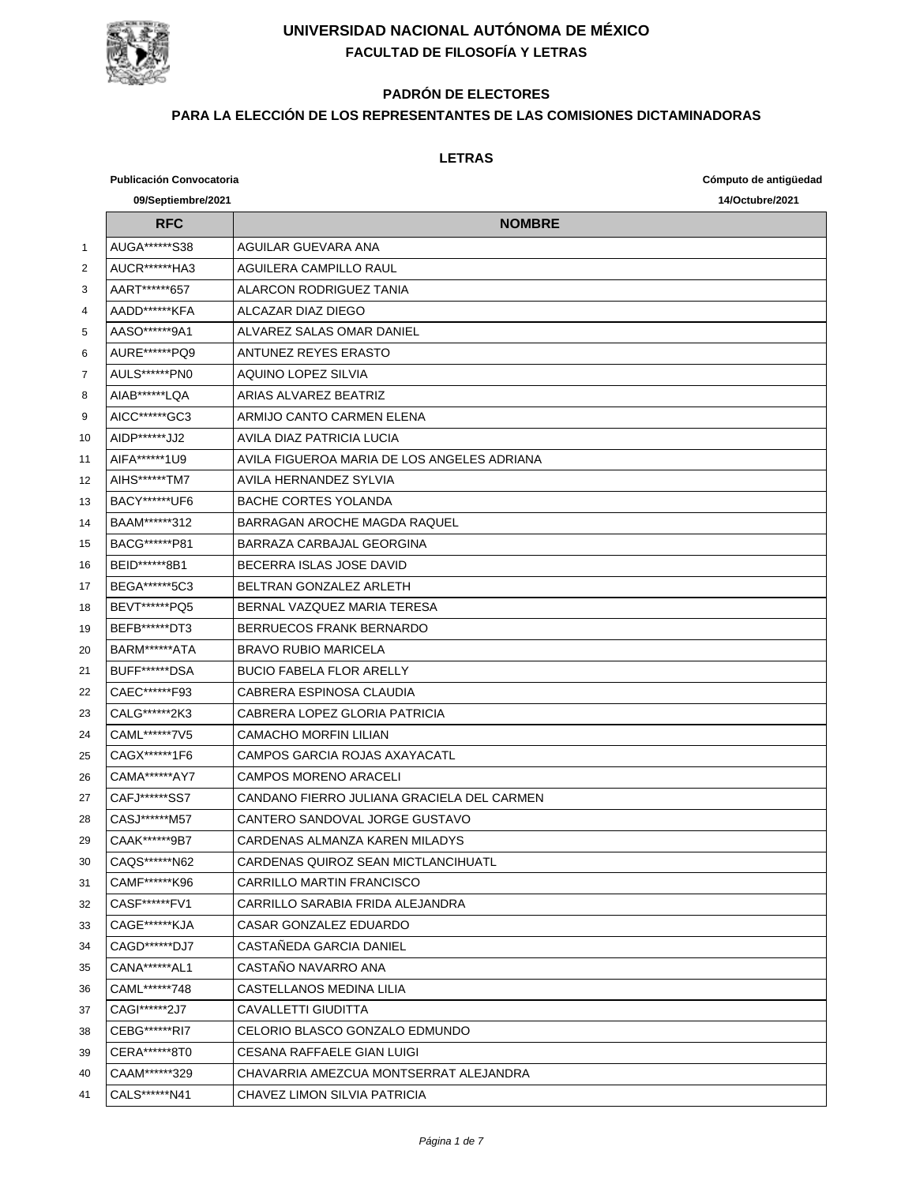# UNIVERSIDAD NACIONAL AUTÓNOMA DE MÉXICO

## FACULTAD DE FILOSOFÍA Y LETRAS

### PADRÓN DE ELECTORES

### PARA LA ELECCIÓN DE LOS REPRESENTANTES DE LAS COMISIONES DICTAMINADORAS

### LETRAS

**Publicación Convocatoria** **09/Septiembre/2021**

**Cómputo de antigüedad** **14/Octubre/2021**

| | RFC | NOMBRE |
|---|---|---|
| 1 | AUGA******S38 | AGUILAR GUEVARA ANA |
| 2 | AUCR******HA3 | AGUILERA CAMPILLO RAUL |
| 3 | AART******657 | ALARCON RODRIGUEZ TANIA |
| 4 | AADD******KFA | ALCAZAR DIAZ DIEGO |
| 5 | AASO******9A1 | ALVAREZ SALAS OMAR DANIEL |
| 6 | AURE******PQ9 | ANTUNEZ REYES ERASTO |
| 7 | AULS******PN0 | AQUINO LOPEZ SILVIA |
| 8 | AIAB******LQA | ARIAS ALVAREZ BEATRIZ |
| 9 | AICC******GC3 | ARMIJO CANTO CARMEN ELENA |
| 10 | AIDP******JJ2 | AVILA DIAZ PATRICIA LUCIA |
| 11 | AIFA******1U9 | AVILA FIGUEROA MARIA DE LOS ANGELES ADRIANA |
| 12 | AIHS******TM7 | AVILA HERNANDEZ SYLVIA |
| 13 | BACY******UF6 | BACHE CORTES YOLANDA |
| 14 | BAAM******312 | BARRAGAN AROCHE MAGDA RAQUEL |
| 15 | BACG******P81 | BARRAZA CARBAJAL GEORGINA |
| 16 | BEID******8B1 | BECERRA ISLAS JOSE DAVID |
| 17 | BEGA******5C3 | BELTRAN GONZALEZ ARLETH |
| 18 | BEVT******PQ5 | BERNAL VAZQUEZ MARIA TERESA |
| 19 | BEFB******DT3 | BERRUECOS FRANK BERNARDO |
| 20 | BARM******ATA | BRAVO RUBIO MARICELA |
| 21 | BUFF******DSA | BUCIO FABELA FLOR ARELLY |
| 22 | CAEC******F93 | CABRERA ESPINOSA CLAUDIA |
| 23 | CALG******2K3 | CABRERA LOPEZ GLORIA PATRICIA |
| 24 | CAML******7V5 | CAMACHO MORFIN LILIAN |
| 25 | CAGX******1F6 | CAMPOS GARCIA ROJAS AXAYACATL |
| 26 | CAMA******AY7 | CAMPOS MORENO ARACELI |
| 27 | CAFJ******SS7 | CANDANO FIERRO JULIANA GRACIELA DEL CARMEN |
| 28 | CASJ******M57 | CANTERO SANDOVAL JORGE GUSTAVO |
| 29 | CAAK******9B7 | CARDENAS ALMANZA KAREN MILADYS |
| 30 | CAQS******N62 | CARDENAS QUIROZ SEAN MICTLANCIHUATL |
| 31 | CAMF******K96 | CARRILLO MARTIN FRANCISCO |
| 32 | CASF******FV1 | CARRILLO SARABIA FRIDA ALEJANDRA |
| 33 | CAGE******KJA | CASAR GONZALEZ EDUARDO |
| 34 | CAGD******DJ7 | CASTAÑEDA GARCIA DANIEL |
| 35 | CANA******AL1 | CASTAÑO NAVARRO ANA |
| 36 | CAML******748 | CASTELLANOS MEDINA LILIA |
| 37 | CAGI******2J7 | CAVALLETTI GIUDITTA |
| 38 | CEBG******RI7 | CELORIO BLASCO GONZALO EDMUNDO |
| 39 | CERA******8T0 | CESANA RAFFAELE GIAN LUIGI |
| 40 | CAAM******329 | CHAVARRIA AMEZCUA MONTSERRAT ALEJANDRA |
| 41 | CALS******N41 | CHAVEZ LIMON SILVIA PATRICIA |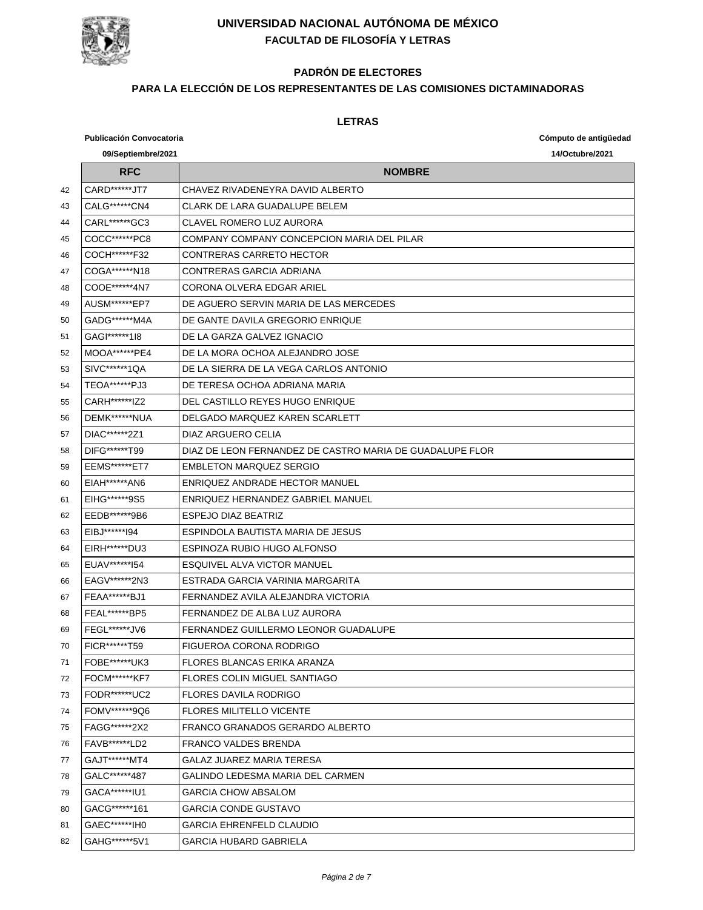# UNIVERSIDAD NACIONAL AUTÓNOMA DE MÉXICO

## FACULTAD DE FILOSOFÍA Y LETRAS

### PADRÓN DE ELECTORES

### PARA LA ELECCIÓN DE LOS REPRESENTANTES DE LAS COMISIONES DICTAMINADORAS

### LETRAS

**Publicación Convocatoria** **09/Septiembre/2021**

**Cómputo de antigüedad** **14/Octubre/2021**

| | RFC | NOMBRE |
|---|---|---|
| 42 | CARD******JT7 | CHAVEZ RIVADENEYRA DAVID ALBERTO |
| 43 | CALG******CN4 | CLARK DE LARA GUADALUPE BELEM |
| 44 | CARL******GC3 | CLAVEL ROMERO LUZ AURORA |
| 45 | COCC******PC8 | COMPANY COMPANY CONCEPCION MARIA DEL PILAR |
| 46 | COCH******F32 | CONTRERAS CARRETO HECTOR |
| 47 | COGA******N18 | CONTRERAS GARCIA ADRIANA |
| 48 | COOE******4N7 | CORONA OLVERA EDGAR ARIEL |
| 49 | AUSM******EP7 | DE AGUERO SERVIN MARIA DE LAS MERCEDES |
| 50 | GADG******M4A | DE GANTE DAVILA GREGORIO ENRIQUE |
| 51 | GAGI******1I8 | DE LA GARZA GALVEZ IGNACIO |
| 52 | MOOA******PE4 | DE LA MORA OCHOA ALEJANDRO JOSE |
| 53 | SIVC******1QA | DE LA SIERRA DE LA VEGA CARLOS ANTONIO |
| 54 | TEOA******PJ3 | DE TERESA OCHOA ADRIANA MARIA |
| 55 | CARH******IZ2 | DEL CASTILLO REYES HUGO ENRIQUE |
| 56 | DEMK******NUA | DELGADO MARQUEZ KAREN SCARLETT |
| 57 | DIAC******2Z1 | DIAZ ARGUERO CELIA |
| 58 | DIFG******T99 | DIAZ DE LEON FERNANDEZ DE CASTRO MARIA DE GUADALUPE FLOR |
| 59 | EEMS******ET7 | EMBLETON MARQUEZ SERGIO |
| 60 | EIAH******AN6 | ENRIQUEZ ANDRADE HECTOR MANUEL |
| 61 | EIHG******9S5 | ENRIQUEZ HERNANDEZ GABRIEL MANUEL |
| 62 | EEDB******9B6 | ESPEJO DIAZ BEATRIZ |
| 63 | EIBJ******I94 | ESPINDOLA BAUTISTA MARIA DE JESUS |
| 64 | EIRH******DU3 | ESPINOZA RUBIO HUGO ALFONSO |
| 65 | EUAV******I54 | ESQUIVEL ALVA VICTOR MANUEL |
| 66 | EAGV******2N3 | ESTRADA GARCIA VARINIA MARGARITA |
| 67 | FEAA******BJ1 | FERNANDEZ AVILA ALEJANDRA VICTORIA |
| 68 | FEAL******BP5 | FERNANDEZ DE ALBA LUZ AURORA |
| 69 | FEGL******JV6 | FERNANDEZ GUILLERMO LEONOR GUADALUPE |
| 70 | FICR******T59 | FIGUEROA CORONA RODRIGO |
| 71 | FOBE******UK3 | FLORES BLANCAS ERIKA ARANZA |
| 72 | FOCM******KF7 | FLORES COLIN MIGUEL SANTIAGO |
| 73 | FODR******UC2 | FLORES DAVILA RODRIGO |
| 74 | FOMV******9Q6 | FLORES MILITELLO VICENTE |
| 75 | FAGG******2X2 | FRANCO GRANADOS GERARDO ALBERTO |
| 76 | FAVB******LD2 | FRANCO VALDES BRENDA |
| 77 | GAJT******MT4 | GALAZ JUAREZ MARIA TERESA |
| 78 | GALC******487 | GALINDO LEDESMA MARIA DEL CARMEN |
| 79 | GACA******IU1 | GARCIA CHOW ABSALOM |
| 80 | GACG******161 | GARCIA CONDE GUSTAVO |
| 81 | GAEC******IH0 | GARCIA EHRENFELD CLAUDIO |
| 82 | GAHG******5V1 | GARCIA HUBARD GABRIELA |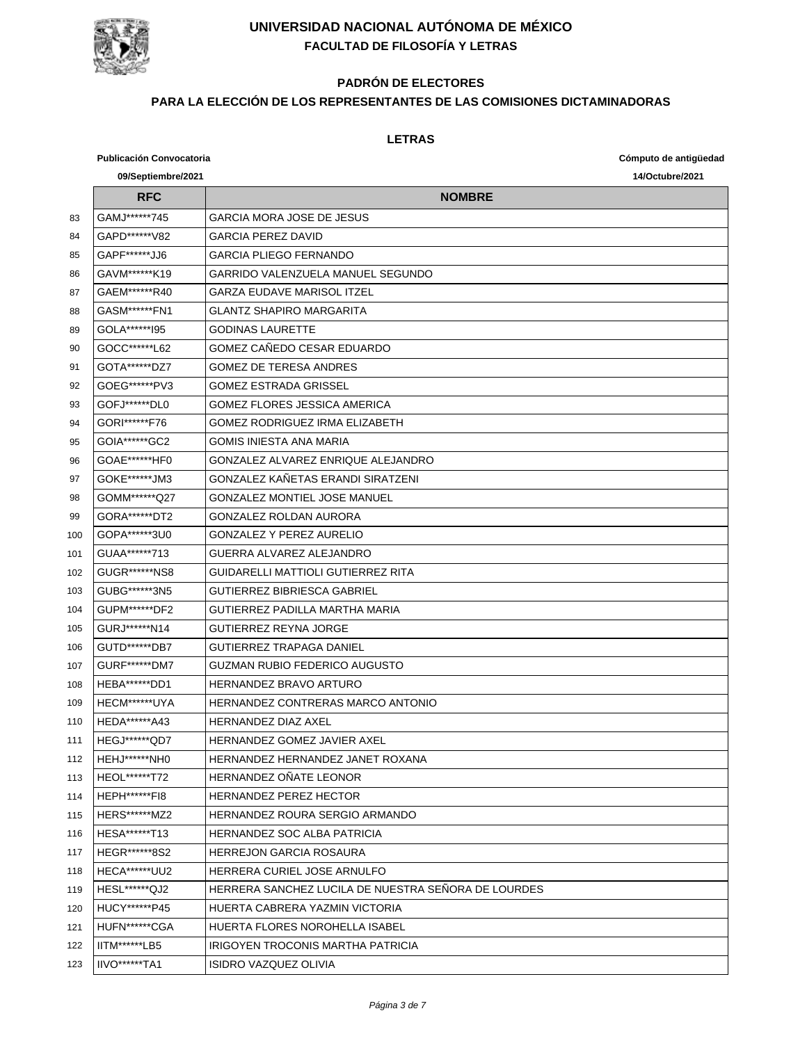# UNIVERSIDAD NACIONAL AUTÓNOMA DE MÉXICO

## FACULTAD DE FILOSOFÍA Y LETRAS

### PADRÓN DE ELECTORES

### PARA LA ELECCIÓN DE LOS REPRESENTANTES DE LAS COMISIONES DICTAMINADORAS

### LETRAS

**Publicación Convocatoria** **09/Septiembre/2021**

**Cómputo de antigüedad** **14/Octubre/2021**

| | RFC | NOMBRE |
|---|---|---|
| 83 | GAMJ******745 | GARCIA MORA JOSE DE JESUS |
| 84 | GAPD******V82 | GARCIA PEREZ DAVID |
| 85 | GAPF******JJ6 | GARCIA PLIEGO FERNANDO |
| 86 | GAVM******K19 | GARRIDO VALENZUELA MANUEL SEGUNDO |
| 87 | GAEM******R40 | GARZA EUDAVE MARISOL ITZEL |
| 88 | GASM******FN1 | GLANTZ SHAPIRO MARGARITA |
| 89 | GOLA******I95 | GODINAS LAURETTE |
| 90 | GOCC******L62 | GOMEZ CAÑEDO CESAR EDUARDO |
| 91 | GOTA******DZ7 | GOMEZ DE TERESA ANDRES |
| 92 | GOEG******PV3 | GOMEZ ESTRADA GRISSEL |
| 93 | GOFJ******DL0 | GOMEZ FLORES JESSICA AMERICA |
| 94 | GORI******F76 | GOMEZ RODRIGUEZ IRMA ELIZABETH |
| 95 | GOIA******GC2 | GOMIS INIESTA ANA MARIA |
| 96 | GOAE******HF0 | GONZALEZ ALVAREZ ENRIQUE ALEJANDRO |
| 97 | GOKE******JM3 | GONZALEZ KAÑETAS ERANDI SIRATZENI |
| 98 | GOMM******Q27 | GONZALEZ MONTIEL JOSE MANUEL |
| 99 | GORA******DT2 | GONZALEZ ROLDAN AURORA |
| 100 | GOPA******3U0 | GONZALEZ Y PEREZ AURELIO |
| 101 | GUAA******713 | GUERRA ALVAREZ ALEJANDRO |
| 102 | GUGR******NS8 | GUIDARELLI MATTIOLI GUTIERREZ RITA |
| 103 | GUBG******3N5 | GUTIERREZ BIBRIESCA GABRIEL |
| 104 | GUPM******DF2 | GUTIERREZ PADILLA MARTHA MARIA |
| 105 | GURJ******N14 | GUTIERREZ REYNA JORGE |
| 106 | GUTD******DB7 | GUTIERREZ TRAPAGA DANIEL |
| 107 | GURF******DM7 | GUZMAN RUBIO FEDERICO AUGUSTO |
| 108 | HEBA******DD1 | HERNANDEZ BRAVO ARTURO |
| 109 | HECM******UYA | HERNANDEZ CONTRERAS MARCO ANTONIO |
| 110 | HEDA******A43 | HERNANDEZ DIAZ AXEL |
| 111 | HEGJ******QD7 | HERNANDEZ GOMEZ JAVIER AXEL |
| 112 | HEHJ******NH0 | HERNANDEZ HERNANDEZ JANET ROXANA |
| 113 | HEOL******T72 | HERNANDEZ OÑATE LEONOR |
| 114 | HEPH******FI8 | HERNANDEZ PEREZ HECTOR |
| 115 | HERS******MZ2 | HERNANDEZ ROURA SERGIO ARMANDO |
| 116 | HESA******T13 | HERNANDEZ SOC ALBA PATRICIA |
| 117 | HEGR******8S2 | HERREJON GARCIA ROSAURA |
| 118 | HECA******UU2 | HERRERA CURIEL JOSE ARNULFO |
| 119 | HESL******QJ2 | HERRERA SANCHEZ LUCILA DE NUESTRA SEÑORA DE LOURDES |
| 120 | HUCY******P45 | HUERTA CABRERA YAZMIN VICTORIA |
| 121 | HUFN******CGA | HUERTA FLORES NOROHELLA ISABEL |
| 122 | IITM******LB5 | IRIGOYEN TROCONIS MARTHA PATRICIA |
| 123 | IIVO******TA1 | ISIDRO VAZQUEZ OLIVIA |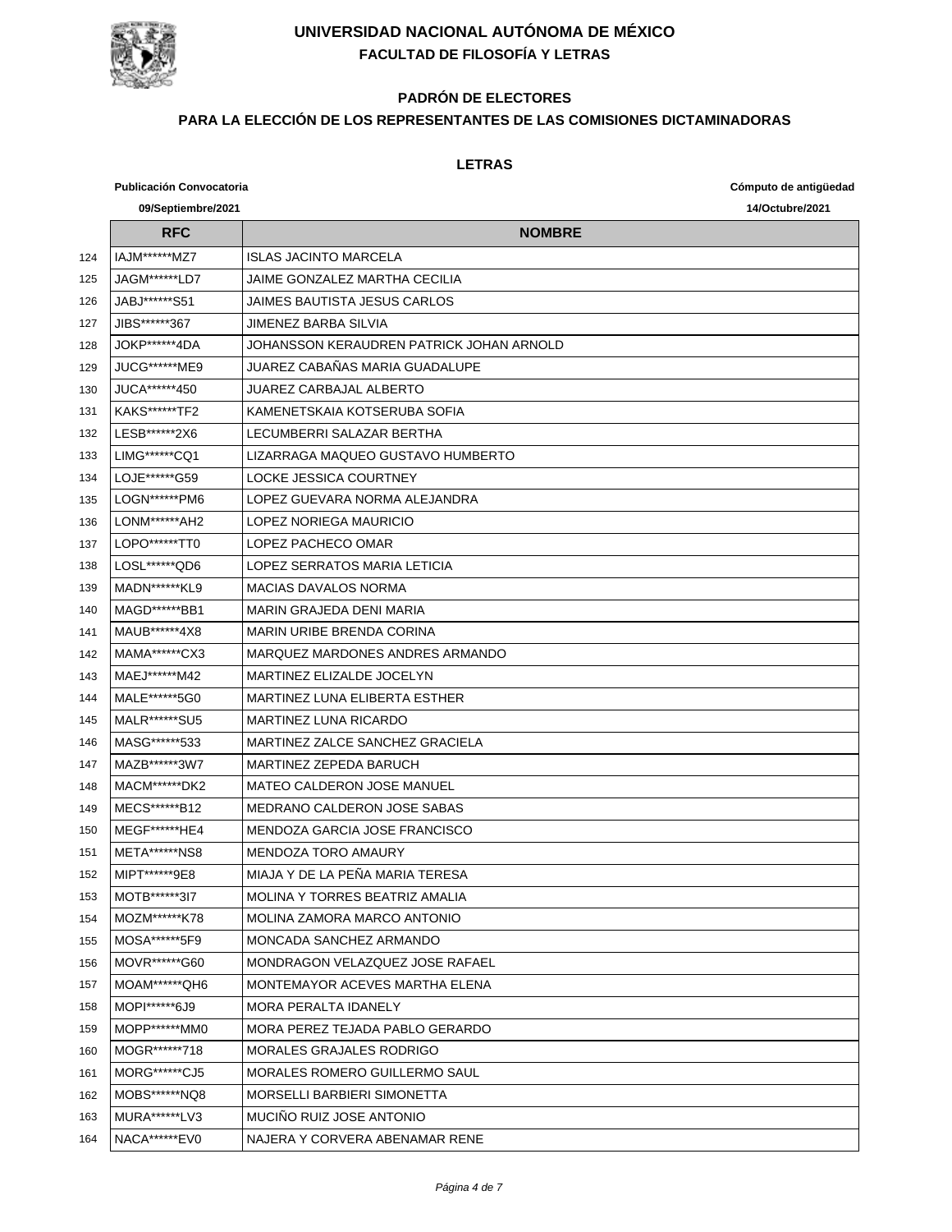# UNIVERSIDAD NACIONAL AUTÓNOMA DE MÉXICO

## FACULTAD DE FILOSOFÍA Y LETRAS

### PADRÓN DE ELECTORES

### PARA LA ELECCIÓN DE LOS REPRESENTANTES DE LAS COMISIONES DICTAMINADORAS

**LETRAS**

**Publicación Convocatoria** **09/Septiembre/2021**

**Cómputo de antigüedad** **14/Octubre/2021**

| | RFC | NOMBRE |
|---|---|---|
| 124 | IAJM******MZ7 | ISLAS JACINTO MARCELA |
| 125 | JAGM******LD7 | JAIME GONZALEZ MARTHA CECILIA |
| 126 | JABJ******S51 | JAIMES BAUTISTA JESUS CARLOS |
| 127 | JIBS******367 | JIMENEZ BARBA SILVIA |
| 128 | JOKP******4DA | JOHANSSON KERAUDREN PATRICK JOHAN ARNOLD |
| 129 | JUCG******ME9 | JUAREZ CABAÑAS MARIA GUADALUPE |
| 130 | JUCA******450 | JUAREZ CARBAJAL ALBERTO |
| 131 | KAKS******TF2 | KAMENETSKAIA KOTSERUBA SOFIA |
| 132 | LESB******2X6 | LECUMBERRI SALAZAR BERTHA |
| 133 | LIMG******CQ1 | LIZARRAGA MAQUEO GUSTAVO HUMBERTO |
| 134 | LOJE******G59 | LOCKE JESSICA COURTNEY |
| 135 | LOGN******PM6 | LOPEZ GUEVARA NORMA ALEJANDRA |
| 136 | LONM******AH2 | LOPEZ NORIEGA MAURICIO |
| 137 | LOPO******TT0 | LOPEZ PACHECO OMAR |
| 138 | LOSL******QD6 | LOPEZ SERRATOS MARIA LETICIA |
| 139 | MADN******KL9 | MACIAS DAVALOS NORMA |
| 140 | MAGD******BB1 | MARIN GRAJEDA DENI MARIA |
| 141 | MAUB******4X8 | MARIN URIBE BRENDA CORINA |
| 142 | MAMA******CX3 | MARQUEZ MARDONES ANDRES ARMANDO |
| 143 | MAEJ******M42 | MARTINEZ ELIZALDE JOCELYN |
| 144 | MALE******5G0 | MARTINEZ LUNA ELIBERTA ESTHER |
| 145 | MALR******SU5 | MARTINEZ LUNA RICARDO |
| 146 | MASG******533 | MARTINEZ ZALCE SANCHEZ GRACIELA |
| 147 | MAZB******3W7 | MARTINEZ ZEPEDA BARUCH |
| 148 | MACM******DK2 | MATEO CALDERON JOSE MANUEL |
| 149 | MECS******B12 | MEDRANO CALDERON JOSE SABAS |
| 150 | MEGF******HE4 | MENDOZA GARCIA JOSE FRANCISCO |
| 151 | META******NS8 | MENDOZA TORO AMAURY |
| 152 | MIPT******9E8 | MIAJA Y DE LA PEÑA MARIA TERESA |
| 153 | MOTB******3I7 | MOLINA Y TORRES BEATRIZ AMALIA |
| 154 | MOZM******K78 | MOLINA ZAMORA MARCO ANTONIO |
| 155 | MOSA******5F9 | MONCADA SANCHEZ ARMANDO |
| 156 | MOVR******G60 | MONDRAGON VELAZQUEZ JOSE RAFAEL |
| 157 | MOAM******QH6 | MONTEMAYOR ACEVES MARTHA ELENA |
| 158 | MOPI******6J9 | MORA PERALTA IDANELY |
| 159 | MOPP******MM0 | MORA PEREZ TEJADA PABLO GERARDO |
| 160 | MOGR******718 | MORALES GRAJALES RODRIGO |
| 161 | MORG******CJ5 | MORALES ROMERO GUILLERMO SAUL |
| 162 | MOBS******NQ8 | MORSELLI BARBIERI SIMONETTA |
| 163 | MURA******LV3 | MUCIÑO RUIZ JOSE ANTONIO |
| 164 | NACA******EV0 | NAJERA Y CORVERA ABENAMAR RENE |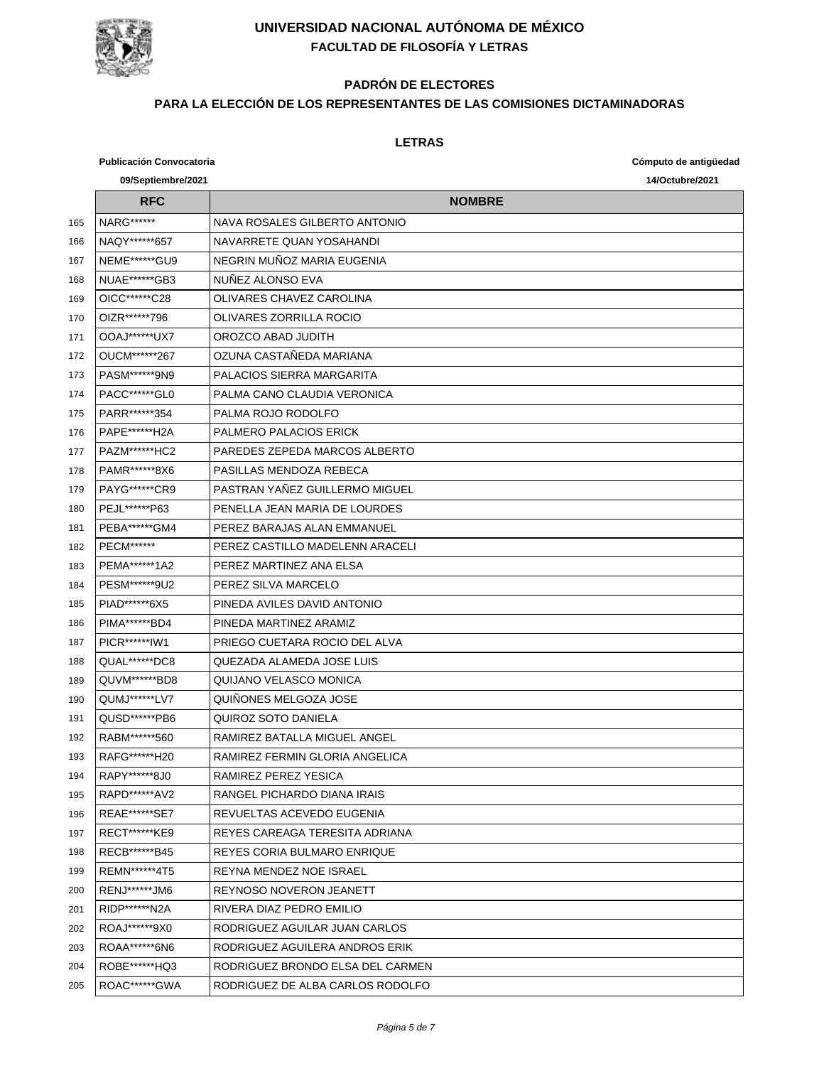# UNIVERSIDAD NACIONAL AUTÓNOMA DE MÉXICO

## FACULTAD DE FILOSOFÍA Y LETRAS

### PADRÓN DE ELECTORES

### PARA LA ELECCIÓN DE LOS REPRESENTANTES DE LAS COMISIONES DICTAMINADORAS

#### LETRAS

**Publicación Convocatoria** **09/Septiembre/2021**

**Cómputo de antigüedad** **14/Octubre/2021**

| | RFC | NOMBRE |
|---|---|---|
| 165 | NARG****** | NAVA ROSALES GILBERTO ANTONIO |
| 166 | NAQY******657 | NAVARRETE QUAN YOSAHANDI |
| 167 | NEME******GU9 | NEGRIN MUÑOZ MARIA EUGENIA |
| 168 | NUAE******GB3 | NUÑEZ ALONSO EVA |
| 169 | OICC******C28 | OLIVARES CHAVEZ CAROLINA |
| 170 | OIZR******796 | OLIVARES ZORRILLA ROCIO |
| 171 | OOAJ******UX7 | OROZCO ABAD JUDITH |
| 172 | OUCM******267 | OZUNA CASTAÑEDA MARIANA |
| 173 | PASM******9N9 | PALACIOS SIERRA MARGARITA |
| 174 | PACC******GL0 | PALMA CANO CLAUDIA VERONICA |
| 175 | PARR******354 | PALMA ROJO RODOLFO |
| 176 | PAPE******H2A | PALMERO PALACIOS ERICK |
| 177 | PAZM******HC2 | PAREDES ZEPEDA MARCOS ALBERTO |
| 178 | PAMR******8X6 | PASILLAS MENDOZA REBECA |
| 179 | PAYG******CR9 | PASTRAN YAÑEZ GUILLERMO MIGUEL |
| 180 | PEJL******P63 | PENELLA JEAN MARIA DE LOURDES |
| 181 | PEBA******GM4 | PEREZ BARAJAS ALAN EMMANUEL |
| 182 | PECM****** | PEREZ CASTILLO MADELENN ARACELI |
| 183 | PEMA******1A2 | PEREZ MARTINEZ ANA ELSA |
| 184 | PESM******9U2 | PEREZ SILVA MARCELO |
| 185 | PIAD******6X5 | PINEDA AVILES DAVID ANTONIO |
| 186 | PIMA******BD4 | PINEDA MARTINEZ ARAMIZ |
| 187 | PICR******IW1 | PRIEGO CUETARA ROCIO DEL ALVA |
| 188 | QUAL******DC8 | QUEZADA ALAMEDA JOSE LUIS |
| 189 | QUVM******BD8 | QUIJANO VELASCO MONICA |
| 190 | QUMJ******LV7 | QUIÑONES MELGOZA JOSE |
| 191 | QUSD******PB6 | QUIROZ SOTO DANIELA |
| 192 | RABM******560 | RAMIREZ BATALLA MIGUEL ANGEL |
| 193 | RAFG******H20 | RAMIREZ FERMIN GLORIA ANGELICA |
| 194 | RAPY******8J0 | RAMIREZ PEREZ YESICA |
| 195 | RAPD******AV2 | RANGEL PICHARDO DIANA IRAIS |
| 196 | REAE******SE7 | REVUELTAS ACEVEDO EUGENIA |
| 197 | RECT******KE9 | REYES CAREAGA TERESITA ADRIANA |
| 198 | RECB******B45 | REYES CORIA BULMARO ENRIQUE |
| 199 | REMN******4T5 | REYNA MENDEZ NOE ISRAEL |
| 200 | RENJ******JM6 | REYNOSO NOVERON JEANETT |
| 201 | RIDP******N2A | RIVERA DIAZ PEDRO EMILIO |
| 202 | ROAJ******9X0 | RODRIGUEZ AGUILAR JUAN CARLOS |
| 203 | ROAA******6N6 | RODRIGUEZ AGUILERA ANDROS ERIK |
| 204 | ROBE******HQ3 | RODRIGUEZ BRONDO ELSA DEL CARMEN |
| 205 | ROAC******GWA | RODRIGUEZ DE ALBA CARLOS RODOLFO |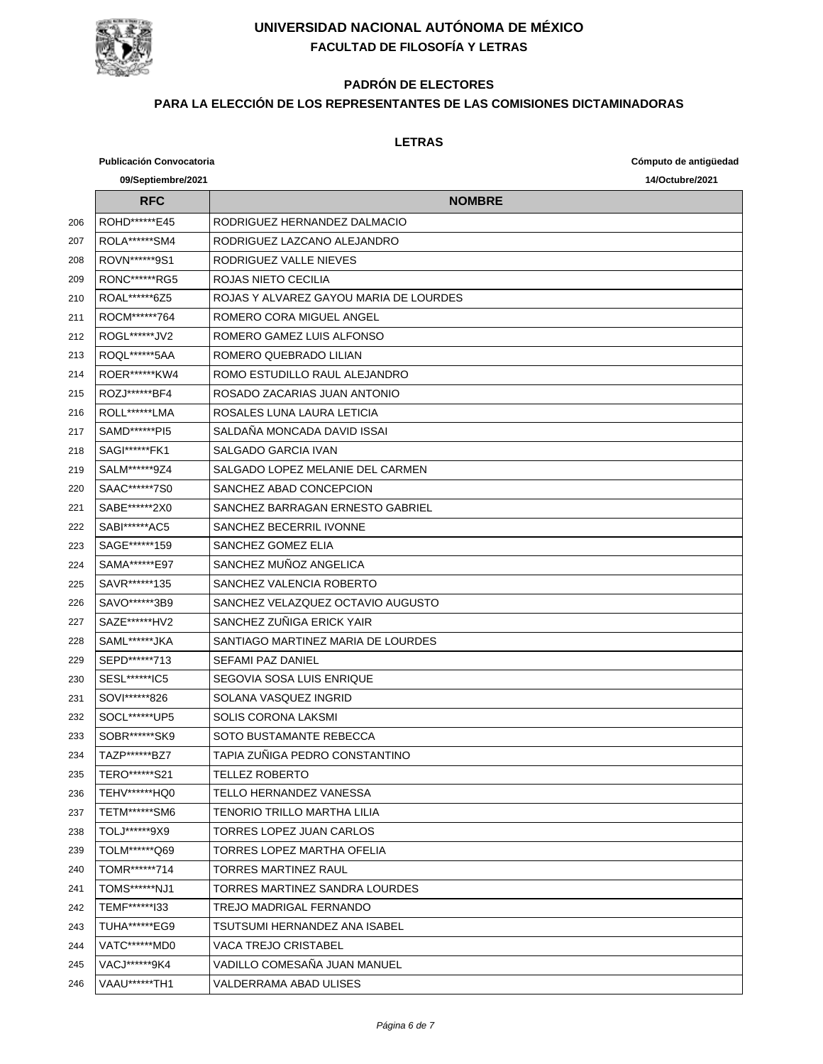# UNIVERSIDAD NACIONAL AUTÓNOMA DE MÉXICO

## FACULTAD DE FILOSOFÍA Y LETRAS

### PADRÓN DE ELECTORES

### PARA LA ELECCIÓN DE LOS REPRESENTANTES DE LAS COMISIONES DICTAMINADORAS

### LETRAS

**Publicación Convocatoria** 09/Septiembre/2021

**Cómputo de antigüedad** 14/Octubre/2021

| | RFC | NOMBRE |
|---|---|---|
| 206 | ROHD******E45 | RODRIGUEZ HERNANDEZ DALMACIO |
| 207 | ROLA******SM4 | RODRIGUEZ LAZCANO ALEJANDRO |
| 208 | ROVN******9S1 | RODRIGUEZ VALLE NIEVES |
| 209 | RONC******RG5 | ROJAS NIETO CECILIA |
| 210 | ROAL******6Z5 | ROJAS Y ALVAREZ GAYOU MARIA DE LOURDES |
| 211 | ROCM******764 | ROMERO CORA MIGUEL ANGEL |
| 212 | ROGL******JV2 | ROMERO GAMEZ LUIS ALFONSO |
| 213 | ROQL******5AA | ROMERO QUEBRADO LILIAN |
| 214 | ROER******KW4 | ROMO ESTUDILLO RAUL ALEJANDRO |
| 215 | ROZJ******BF4 | ROSADO ZACARIAS JUAN ANTONIO |
| 216 | ROLL******LMA | ROSALES LUNA LAURA LETICIA |
| 217 | SAMD******PI5 | SALDAÑA MONCADA DAVID ISSAI |
| 218 | SAGI******FK1 | SALGADO GARCIA IVAN |
| 219 | SALM******9Z4 | SALGADO LOPEZ MELANIE DEL CARMEN |
| 220 | SAAC******7S0 | SANCHEZ ABAD CONCEPCION |
| 221 | SABE******2X0 | SANCHEZ BARRAGAN ERNESTO GABRIEL |
| 222 | SABI******AC5 | SANCHEZ BECERRIL IVONNE |
| 223 | SAGE******159 | SANCHEZ GOMEZ ELIA |
| 224 | SAMA******E97 | SANCHEZ MUÑOZ ANGELICA |
| 225 | SAVR******135 | SANCHEZ VALENCIA ROBERTO |
| 226 | SAVO******3B9 | SANCHEZ VELAZQUEZ OCTAVIO AUGUSTO |
| 227 | SAZE******HV2 | SANCHEZ ZUÑIGA ERICK YAIR |
| 228 | SAML******JKA | SANTIAGO MARTINEZ MARIA DE LOURDES |
| 229 | SEPD******713 | SEFAMI PAZ DANIEL |
| 230 | SESL******IC5 | SEGOVIA SOSA LUIS ENRIQUE |
| 231 | SOVI******826 | SOLANA VASQUEZ INGRID |
| 232 | SOCL******UP5 | SOLIS CORONA LAKSMI |
| 233 | SOBR******SK9 | SOTO BUSTAMANTE REBECCA |
| 234 | TAZP******BZ7 | TAPIA ZUÑIGA PEDRO CONSTANTINO |
| 235 | TERO******S21 | TELLEZ ROBERTO |
| 236 | TEHV******HQ0 | TELLO HERNANDEZ VANESSA |
| 237 | TETM******SM6 | TENORIO TRILLO MARTHA LILIA |
| 238 | TOLJ******9X9 | TORRES LOPEZ JUAN CARLOS |
| 239 | TOLM******Q69 | TORRES LOPEZ MARTHA OFELIA |
| 240 | TOMR******714 | TORRES MARTINEZ RAUL |
| 241 | TOMS******NJ1 | TORRES MARTINEZ SANDRA LOURDES |
| 242 | TEMF******I33 | TREJO MADRIGAL FERNANDO |
| 243 | TUHA******EG9 | TSUTSUMI HERNANDEZ ANA ISABEL |
| 244 | VATC******MD0 | VACA TREJO CRISTABEL |
| 245 | VACJ******9K4 | VADILLO COMESAÑA JUAN MANUEL |
| 246 | VAAU******TH1 | VALDERRAMA ABAD ULISES |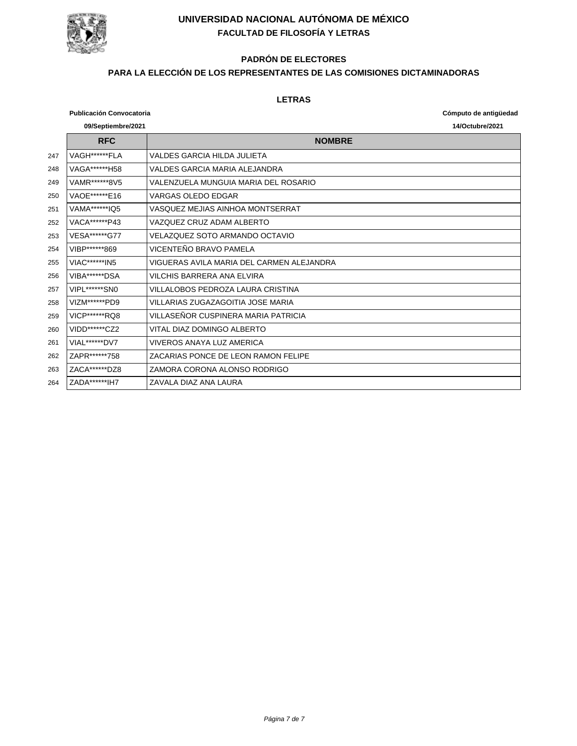# UNIVERSIDAD NACIONAL AUTÓNOMA DE MÉXICO

## FACULTAD DE FILOSOFÍA Y LETRAS

### PADRÓN DE ELECTORES

### PARA LA ELECCIÓN DE LOS REPRESENTANTES DE LAS COMISIONES DICTAMINADORAS

**LETRAS**

**Publicación Convocatoria** — **09/Septiembre/2021**

**Cómputo de antigüedad** — **14/Octubre/2021**

| | RFC | NOMBRE |
|---|---|---|
| 247 | VAGH******FLA | VALDES GARCIA HILDA JULIETA |
| 248 | VAGA******H58 | VALDES GARCIA MARIA ALEJANDRA |
| 249 | VAMR******8V5 | VALENZUELA MUNGUIA MARIA DEL ROSARIO |
| 250 | VAOE******E16 | VARGAS OLEDO EDGAR |
| 251 | VAMA******IQ5 | VASQUEZ MEJIAS AINHOA MONTSERRAT |
| 252 | VACA******P43 | VAZQUEZ CRUZ ADAM ALBERTO |
| 253 | VESA******G77 | VELAZQUEZ SOTO ARMANDO OCTAVIO |
| 254 | VIBP******869 | VICENTEÑO BRAVO PAMELA |
| 255 | VIAC******IN5 | VIGUERAS AVILA MARIA DEL CARMEN ALEJANDRA |
| 256 | VIBA******DSA | VILCHIS BARRERA ANA ELVIRA |
| 257 | VIPL******SN0 | VILLALOBOS PEDROZA LAURA CRISTINA |
| 258 | VIZM******PD9 | VILLARIAS ZUGAZAGOITIA JOSE MARIA |
| 259 | VICP******RQ8 | VILLASEÑOR CUSPINERA MARIA PATRICIA |
| 260 | VIDD******CZ2 | VITAL DIAZ DOMINGO ALBERTO |
| 261 | VIAL******DV7 | VIVEROS ANAYA LUZ AMERICA |
| 262 | ZAPR******758 | ZACARIAS PONCE DE LEON RAMON FELIPE |
| 263 | ZACA******DZ8 | ZAMORA CORONA ALONSO RODRIGO |
| 264 | ZADA******IH7 | ZAVALA DIAZ ANA LAURA |